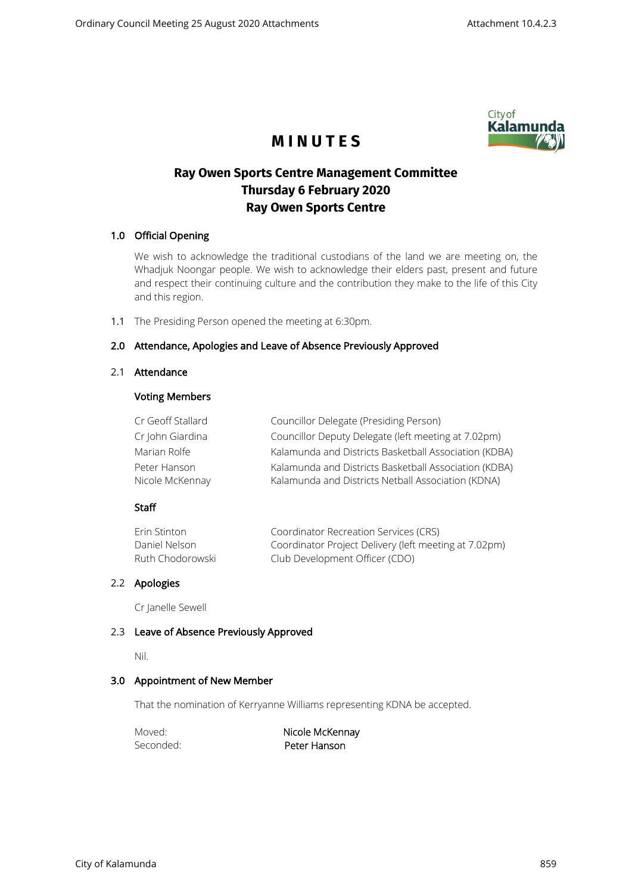# MINUTES

## Ray Owen Sports Centre Management Committee
## Thursday 6 February 2020
## Ray Owen Sports Centre

### 1.0 Official Opening

We wish to acknowledge the traditional custodians of the land we are meeting on, the Whadjuk Noongar people. We wish to acknowledge their elders past, present and future and respect their continuing culture and the contribution they make to the life of this City and this region.

1.1 The Presiding Person opened the meeting at 6:30pm.

### 2.0 Attendance, Apologies and Leave of Absence Previously Approved

### 2.1 Attendance

**Voting Members**

| | |
|---|---|
| Cr Geoff Stallard | Councillor Delegate (Presiding Person) |
| Cr John Giardina | Councillor Deputy Delegate (left meeting at 7.02pm) |
| Marian Rolfe | Kalamunda and Districts Basketball Association (KDBA) |
| Peter Hanson | Kalamunda and Districts Basketball Association (KDBA) |
| Nicole McKennay | Kalamunda and Districts Netball Association (KDNA) |

**Staff**

| | |
|---|---|
| Erin Stinton | Coordinator Recreation Services (CRS) |
| Daniel Nelson | Coordinator Project Delivery (left meeting at 7.02pm) |
| Ruth Chodorowski | Club Development Officer (CDO) |

### 2.2 Apologies

Cr Janelle Sewell

### 2.3 Leave of Absence Previously Approved

Nil.

### 3.0 Appointment of New Member

That the nomination of Kerryanne Williams representing KDNA be accepted.

| | |
|---|---|
| Moved: | Nicole McKennay |
| Seconded: | Peter Hanson |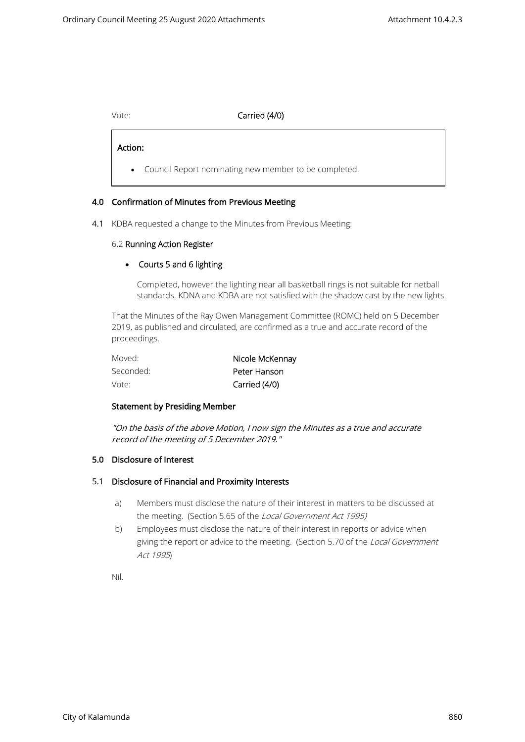Vote: **Carried (4/0)**

> **Action:**
>
> - Council Report nominating new member to be completed.

## 4.0 Confirmation of Minutes from Previous Meeting

**4.1** KDBA requested a change to the Minutes from Previous Meeting:

6.2 **Running Action Register**

- **Courts 5 and 6 lighting**

  Completed, however the lighting near all basketball rings is not suitable for netball standards. KDNA and KDBA are not satisfied with the shadow cast by the new lights.

That the Minutes of the Ray Owen Management Committee (ROMC) held on 5 December 2019, as published and circulated, are confirmed as a true and accurate record of the proceedings.

| | |
|---|---|
| Moved: | **Nicole McKennay** |
| Seconded: | **Peter Hanson** |
| Vote: | **Carried (4/0)** |

**Statement by Presiding Member**

*"On the basis of the above Motion, I now sign the Minutes as a true and accurate record of the meeting of 5 December 2019."*

## 5.0 Disclosure of Interest

### 5.1 Disclosure of Financial and Proximity Interests

a) Members must disclose the nature of their interest in matters to be discussed at the meeting. (Section 5.65 of the *Local Government Act 1995)*

b) Employees must disclose the nature of their interest in reports or advice when giving the report or advice to the meeting. (Section 5.70 of the *Local Government Act 1995*)

Nil.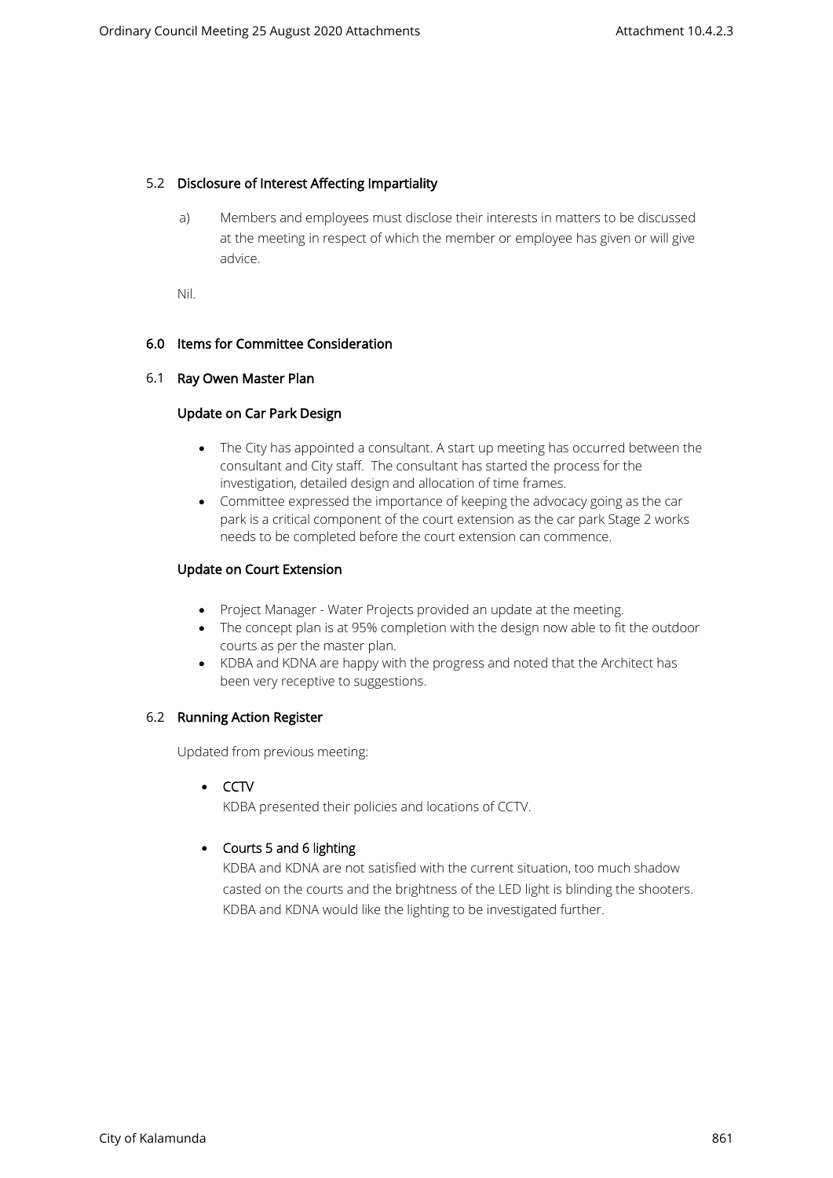## 5.2 Disclosure of Interest Affecting Impartiality

a) Members and employees must disclose their interests in matters to be discussed at the meeting in respect of which the member or employee has given or will give advice.

Nil.

## 6.0 Items for Committee Consideration

## 6.1 Ray Owen Master Plan

### Update on Car Park Design

- The City has appointed a consultant. A start up meeting has occurred between the consultant and City staff. The consultant has started the process for the investigation, detailed design and allocation of time frames.
- Committee expressed the importance of keeping the advocacy going as the car park is a critical component of the court extension as the car park Stage 2 works needs to be completed before the court extension can commence.

### Update on Court Extension

- Project Manager - Water Projects provided an update at the meeting.
- The concept plan is at 95% completion with the design now able to fit the outdoor courts as per the master plan.
- KDBA and KDNA are happy with the progress and noted that the Architect has been very receptive to suggestions.

## 6.2 Running Action Register

Updated from previous meeting:

- **CCTV**
  KDBA presented their policies and locations of CCTV.

- **Courts 5 and 6 lighting**
  KDBA and KDNA are not satisfied with the current situation, too much shadow casted on the courts and the brightness of the LED light is blinding the shooters. KDBA and KDNA would like the lighting to be investigated further.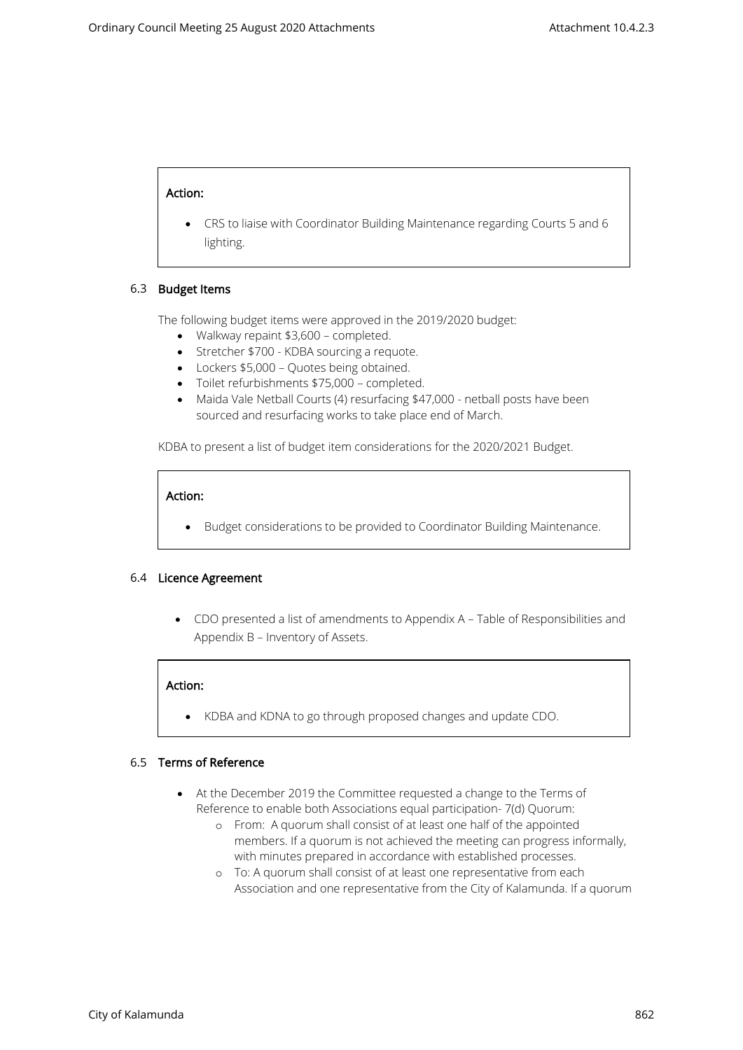**Action:**

- CRS to liaise with Coordinator Building Maintenance regarding Courts 5 and 6 lighting.

### 6.3 Budget Items

The following budget items were approved in the 2019/2020 budget:

- Walkway repaint $3,600 – completed.
- Stretcher $700 - KDBA sourcing a requote.
- Lockers $5,000 – Quotes being obtained.
- Toilet refurbishments $75,000 – completed.
- Maida Vale Netball Courts (4) resurfacing $47,000 - netball posts have been sourced and resurfacing works to take place end of March.

KDBA to present a list of budget item considerations for the 2020/2021 Budget.

**Action:**

- Budget considerations to be provided to Coordinator Building Maintenance.

### 6.4 Licence Agreement

- CDO presented a list of amendments to Appendix A – Table of Responsibilities and Appendix B – Inventory of Assets.

**Action:**

- KDBA and KDNA to go through proposed changes and update CDO.

### 6.5 Terms of Reference

- At the December 2019 the Committee requested a change to the Terms of Reference to enable both Associations equal participation- 7(d) Quorum:
  - From: A quorum shall consist of at least one half of the appointed members. If a quorum is not achieved the meeting can progress informally, with minutes prepared in accordance with established processes.
  - To: A quorum shall consist of at least one representative from each Association and one representative from the City of Kalamunda. If a quorum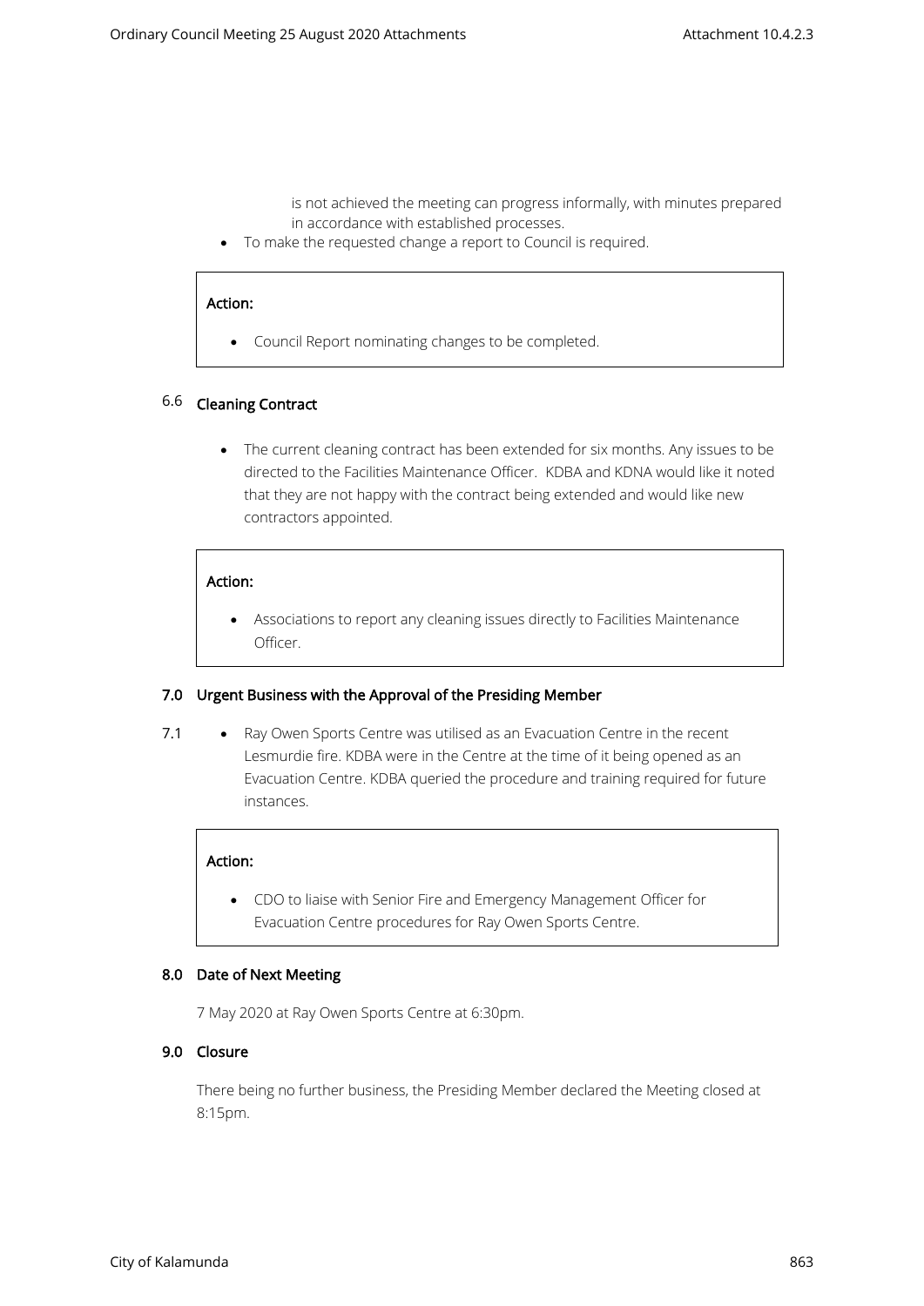is not achieved the meeting can progress informally, with minutes prepared in accordance with established processes.

- To make the requested change a report to Council is required.

**Action:**

- Council Report nominating changes to be completed.

## 6.6 Cleaning Contract

- The current cleaning contract has been extended for six months. Any issues to be directed to the Facilities Maintenance Officer. KDBA and KDNA would like it noted that they are not happy with the contract being extended and would like new contractors appointed.

**Action:**

- Associations to report any cleaning issues directly to Facilities Maintenance Officer.

## 7.0 Urgent Business with the Approval of the Presiding Member

7.1

- Ray Owen Sports Centre was utilised as an Evacuation Centre in the recent Lesmurdie fire. KDBA were in the Centre at the time of it being opened as an Evacuation Centre. KDBA queried the procedure and training required for future instances.

**Action:**

- CDO to liaise with Senior Fire and Emergency Management Officer for Evacuation Centre procedures for Ray Owen Sports Centre.

## 8.0 Date of Next Meeting

7 May 2020 at Ray Owen Sports Centre at 6:30pm.

## 9.0 Closure

There being no further business, the Presiding Member declared the Meeting closed at 8:15pm.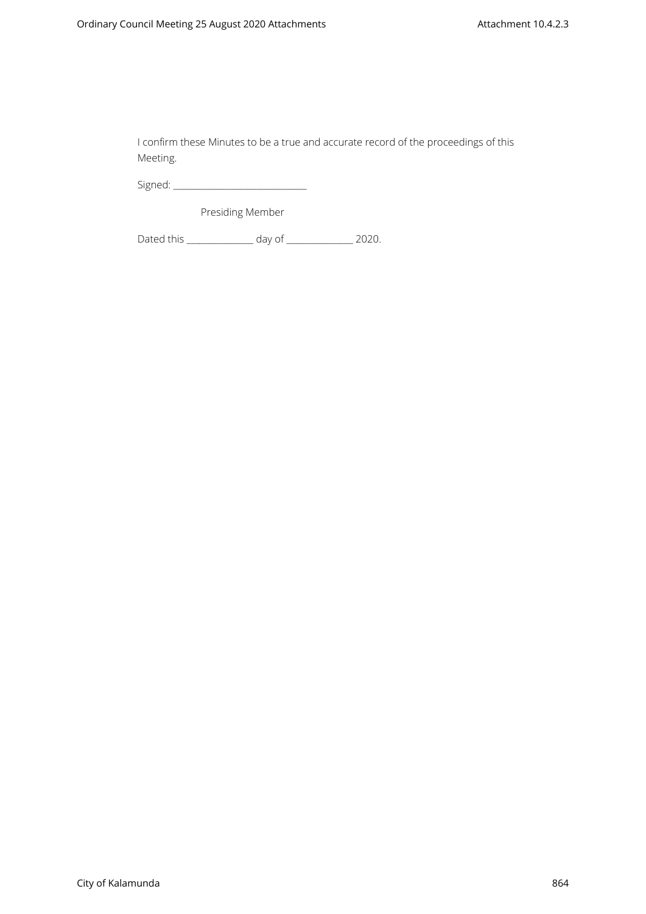I confirm these Minutes to be a true and accurate record of the proceedings of this Meeting.

Signed: ______________________________

Presiding Member

Dated this _______________ day of _______________ 2020.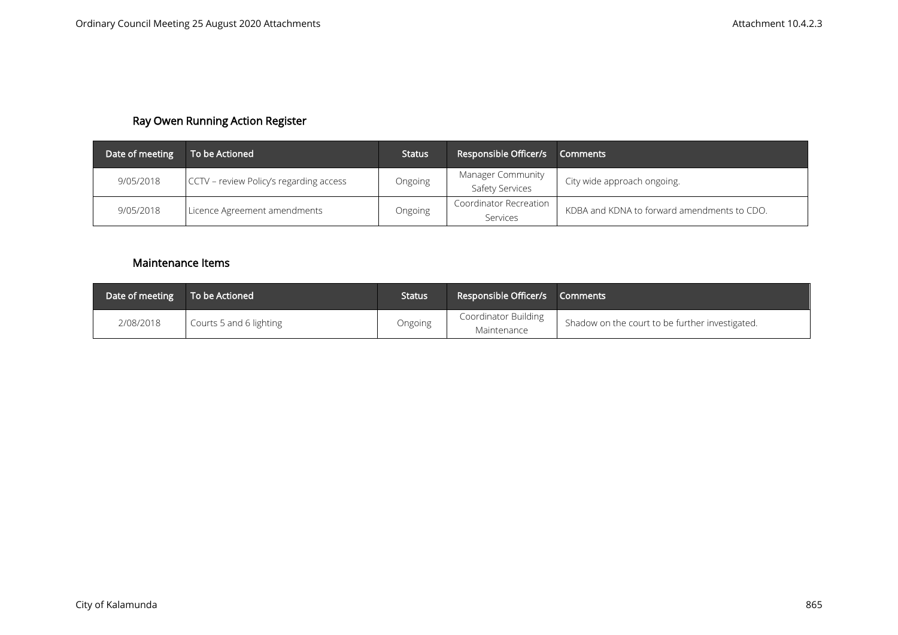## Ray Owen Running Action Register

| Date of meeting | To be Actioned | Status | Responsible Officer/s | Comments |
|---|---|---|---|---|
| 9/05/2018 | CCTV – review Policy's regarding access | Ongoing | Manager Community Safety Services | City wide approach ongoing. |
| 9/05/2018 | Licence Agreement amendments | Ongoing | Coordinator Recreation Services | KDBA and KDNA to forward amendments to CDO. |

## Maintenance Items

| Date of meeting | To be Actioned | Status | Responsible Officer/s | Comments |
|---|---|---|---|---|
| 2/08/2018 | Courts 5 and 6 lighting | Ongoing | Coordinator Building Maintenance | Shadow on the court to be further investigated. |